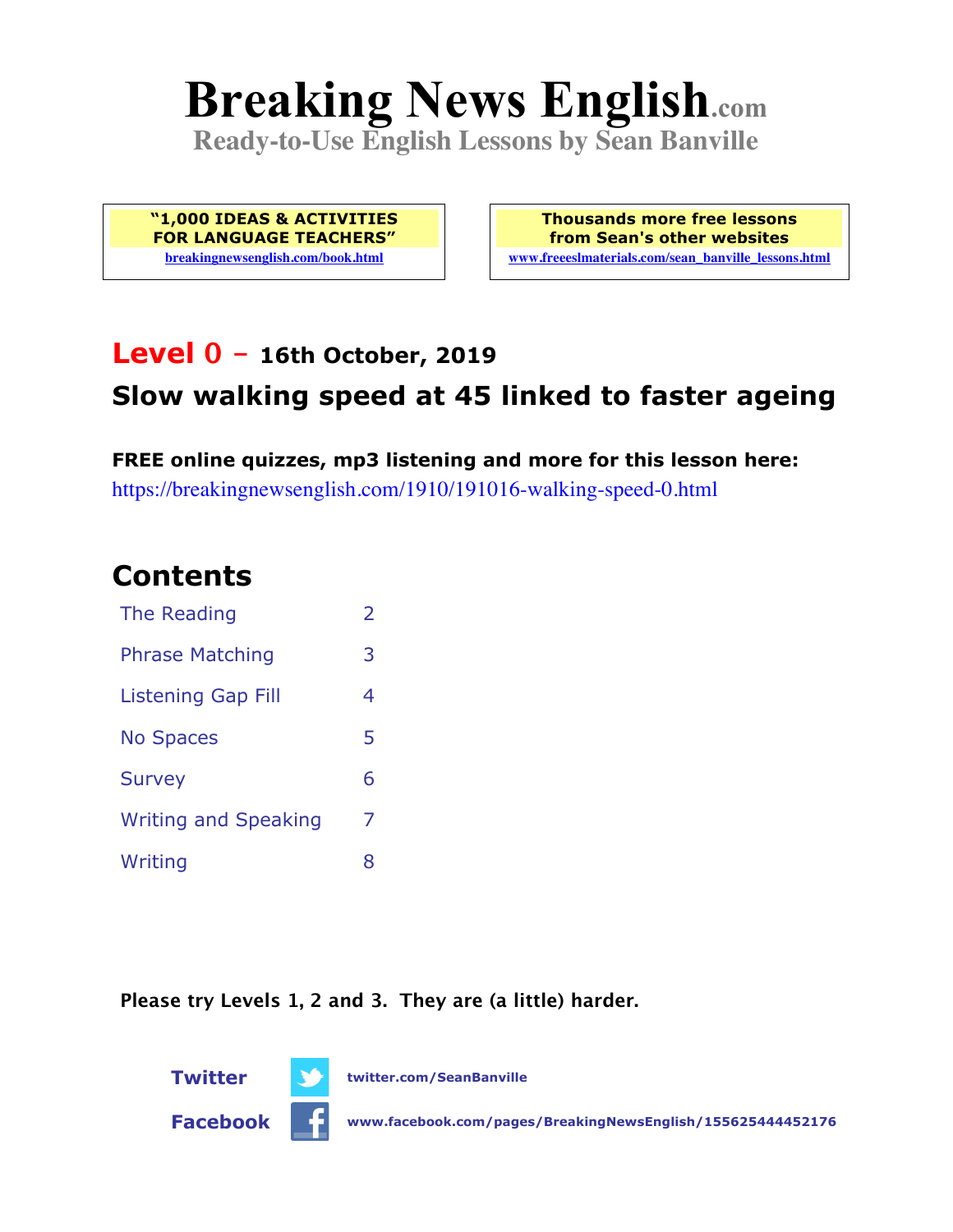# Breaking News English.com

**Ready-to-Use English Lessons by Sean Banville**

**"1,000 IDEAS & ACTIVITIES FOR LANGUAGE TEACHERS"**
breakingnewsenglish.com/book.html

**Thousands more free lessons from Sean's other websites**
www.freeeslmaterials.com/sean_banville_lessons.html

## Level 0 – 16th October, 2019

## Slow walking speed at 45 linked to faster ageing

**FREE online quizzes, mp3 listening and more for this lesson here:**
https://breakingnewsenglish.com/1910/191016-walking-speed-0.html

## Contents

| | |
|---|---|
| The Reading | 2 |
| Phrase Matching | 3 |
| Listening Gap Fill | 4 |
| No Spaces | 5 |
| Survey | 6 |
| Writing and Speaking | 7 |
| Writing | 8 |

**Please try Levels 1, 2 and 3. They are (a little) harder.**

**Twitter** twitter.com/SeanBanville

**Facebook** www.facebook.com/pages/BreakingNewsEnglish/155625444452176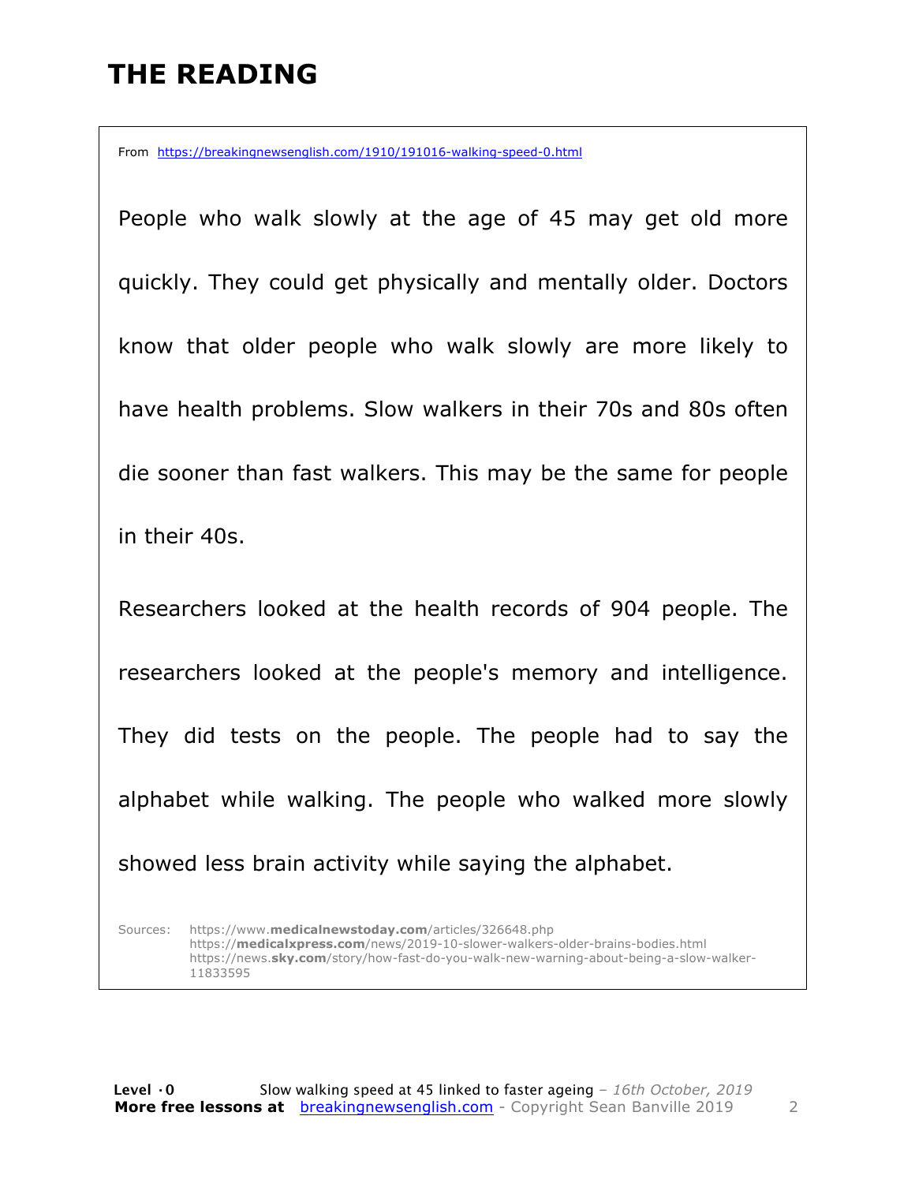# THE READING

From https://breakingnewsenglish.com/1910/191016-walking-speed-0.html

People who walk slowly at the age of 45 may get old more quickly. They could get physically and mentally older. Doctors know that older people who walk slowly are more likely to have health problems. Slow walkers in their 70s and 80s often die sooner than fast walkers. This may be the same for people in their 40s.

Researchers looked at the health records of 904 people. The researchers looked at the people's memory and intelligence. They did tests on the people. The people had to say the alphabet while walking. The people who walked more slowly showed less brain activity while saying the alphabet.

Sources:
https://www.**medicalnewstoday.com**/articles/326648.php
https://**medicalxpress.com**/news/2019-10-slower-walkers-older-brains-bodies.html
https://news.**sky.com**/story/how-fast-do-you-walk-new-warning-about-being-a-slow-walker-11833595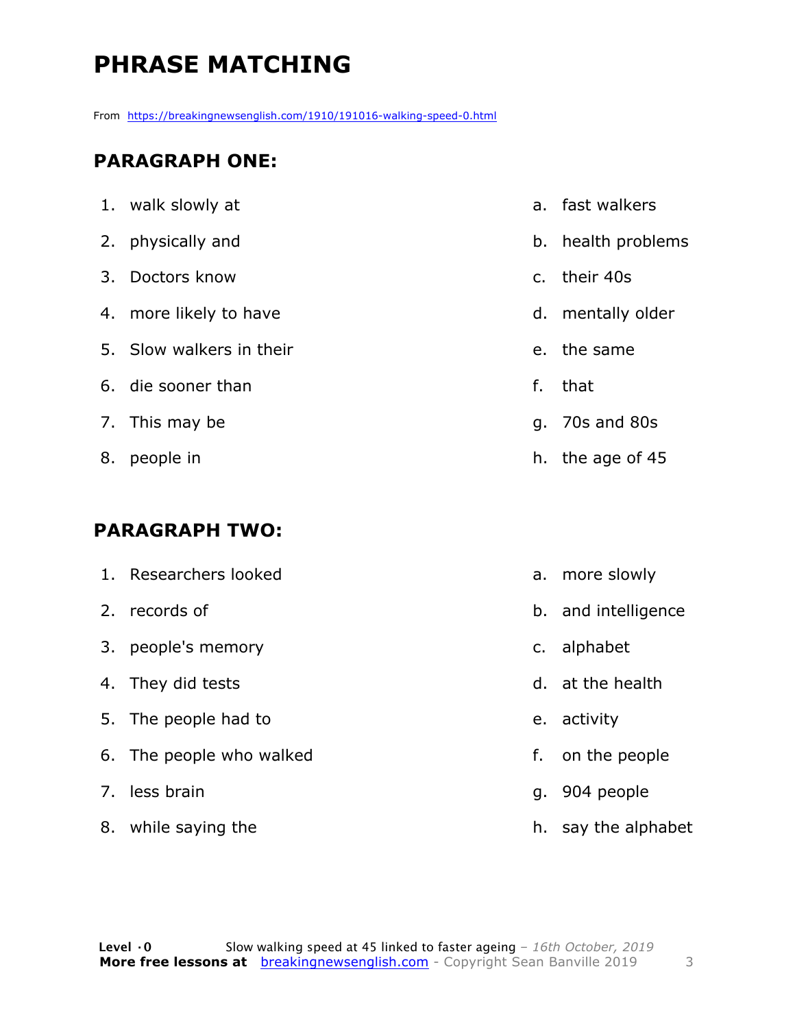# PHRASE MATCHING

From https://breakingnewsenglish.com/1910/191016-walking-speed-0.html

## PARAGRAPH ONE:

| | |
|---|---|
| 1. walk slowly at | a. fast walkers |
| 2. physically and | b. health problems |
| 3. Doctors know | c. their 40s |
| 4. more likely to have | d. mentally older |
| 5. Slow walkers in their | e. the same |
| 6. die sooner than | f. that |
| 7. This may be | g. 70s and 80s |
| 8. people in | h. the age of 45 |

## PARAGRAPH TWO:

| | |
|---|---|
| 1. Researchers looked | a. more slowly |
| 2. records of | b. and intelligence |
| 3. people's memory | c. alphabet |
| 4. They did tests | d. at the health |
| 5. The people had to | e. activity |
| 6. The people who walked | f. on the people |
| 7. less brain | g. 904 people |
| 8. while saying the | h. say the alphabet |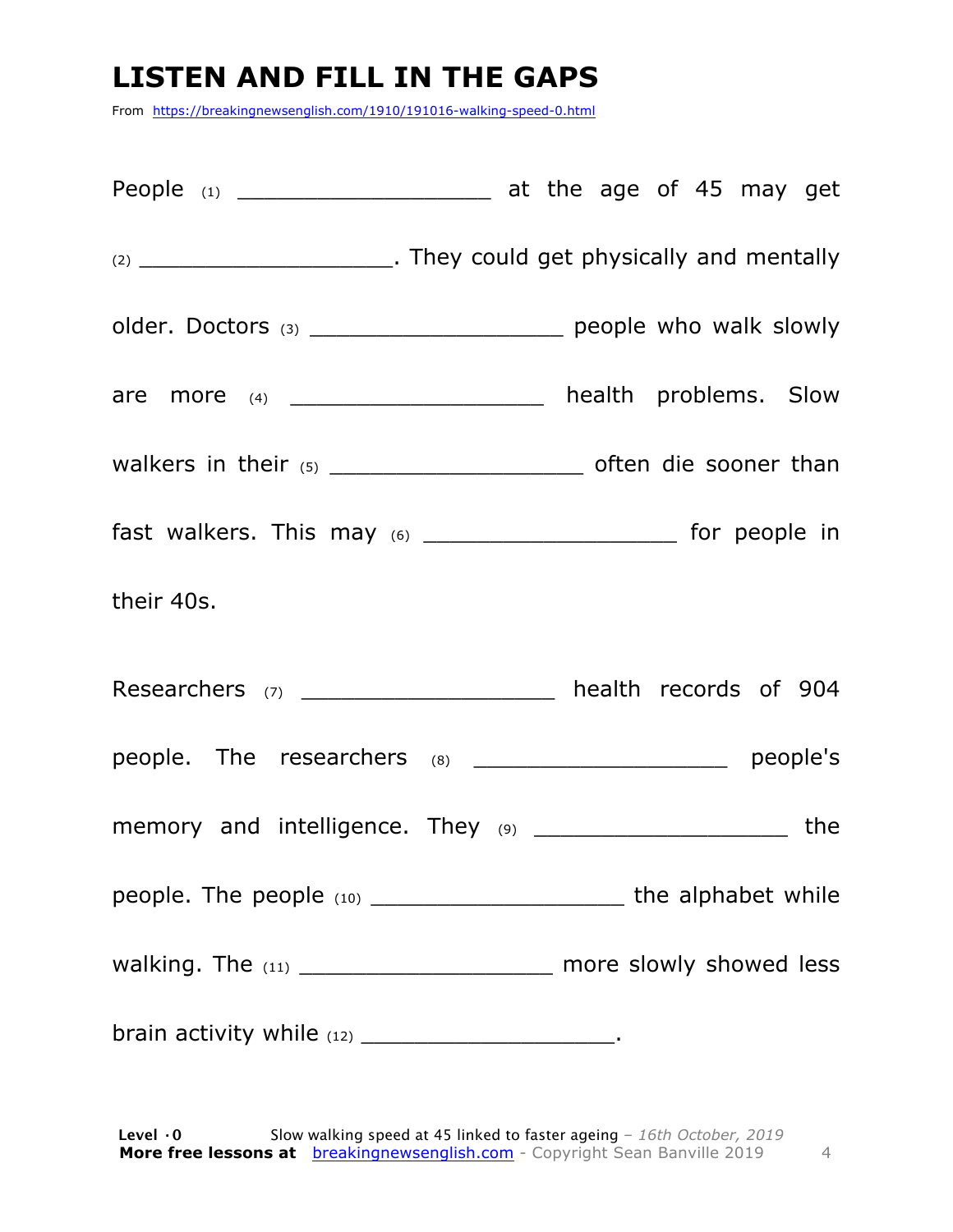# LISTEN AND FILL IN THE GAPS

From https://breakingnewsenglish.com/1910/191016-walking-speed-0.html

People (1) ___________________ at the age of 45 may get (2) ___________________. They could get physically and mentally older. Doctors (3) ___________________ people who walk slowly are more (4) ___________________ health problems. Slow walkers in their (5) ___________________ often die sooner than fast walkers. This may (6) ___________________ for people in their 40s.

Researchers (7) ___________________ health records of 904 people. The researchers (8) ___________________ people's memory and intelligence. They (9) ___________________ the people. The people (10) ___________________ the alphabet while walking. The (11) ___________________ more slowly showed less brain activity while (12) ___________________.

**Level ·0** Slow walking speed at 45 linked to faster ageing – *16th October, 2019*
**More free lessons at** breakingnewsenglish.com - Copyright Sean Banville 2019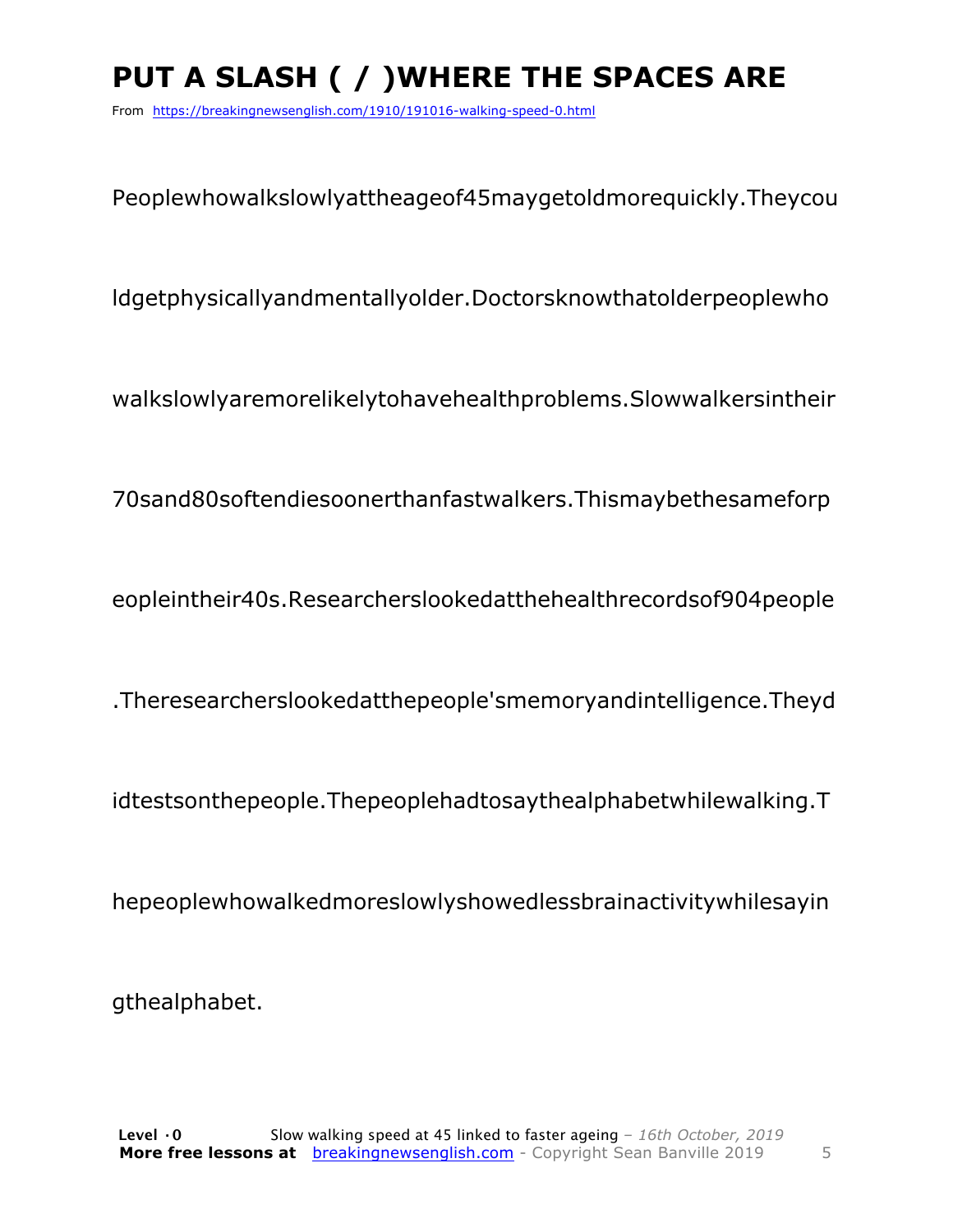# PUT A SLASH ( / )WHERE THE SPACES ARE

From https://breakingnewsenglish.com/1910/191016-walking-speed-0.html

Peoplewhowalkslowlyattheageof45maygetoldmorequickly.Theycou

ldgetphysicallyandmentallyolder.Doctorsknowthatolderpeoplewho

walkslowlyaremorelikelytohavehealthproblems.Slowwalkersintheir

70sand80softendiesoonerthanfastwalkers.Thismaybethesameforp

eopleintheir40s.Researcherslookedatthehealthrecordsof904people

.Theresearcherslookedatthepeople'smemoryandintelligence.Theyd

idtestsonthepeople.Thepeoplehadtosaythealphabetwhilewalking.T

hepeoplewhowalkedmoreslowlyshowedlessbrainactivitywhilesayin

gthealphabet.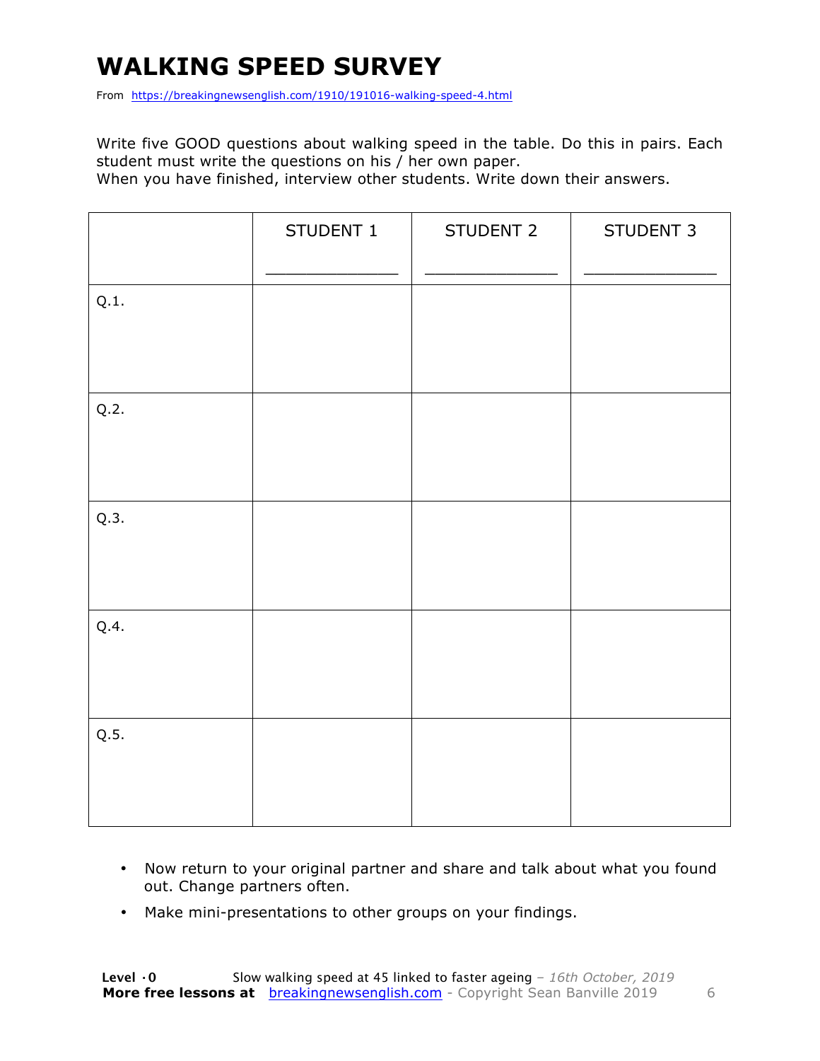# WALKING SPEED SURVEY

From https://breakingnewsenglish.com/1910/191016-walking-speed-4.html

Write five GOOD questions about walking speed in the table. Do this in pairs. Each student must write the questions on his / her own paper.
When you have finished, interview other students. Write down their answers.

| | STUDENT 1 _______________ | STUDENT 2 _______________ | STUDENT 3 _______________ |
|---|---|---|---|
| Q.1. | | | |
| Q.2. | | | |
| Q.3. | | | |
| Q.4. | | | |
| Q.5. | | | |

- Now return to your original partner and share and talk about what you found out. Change partners often.
- Make mini-presentations to other groups on your findings.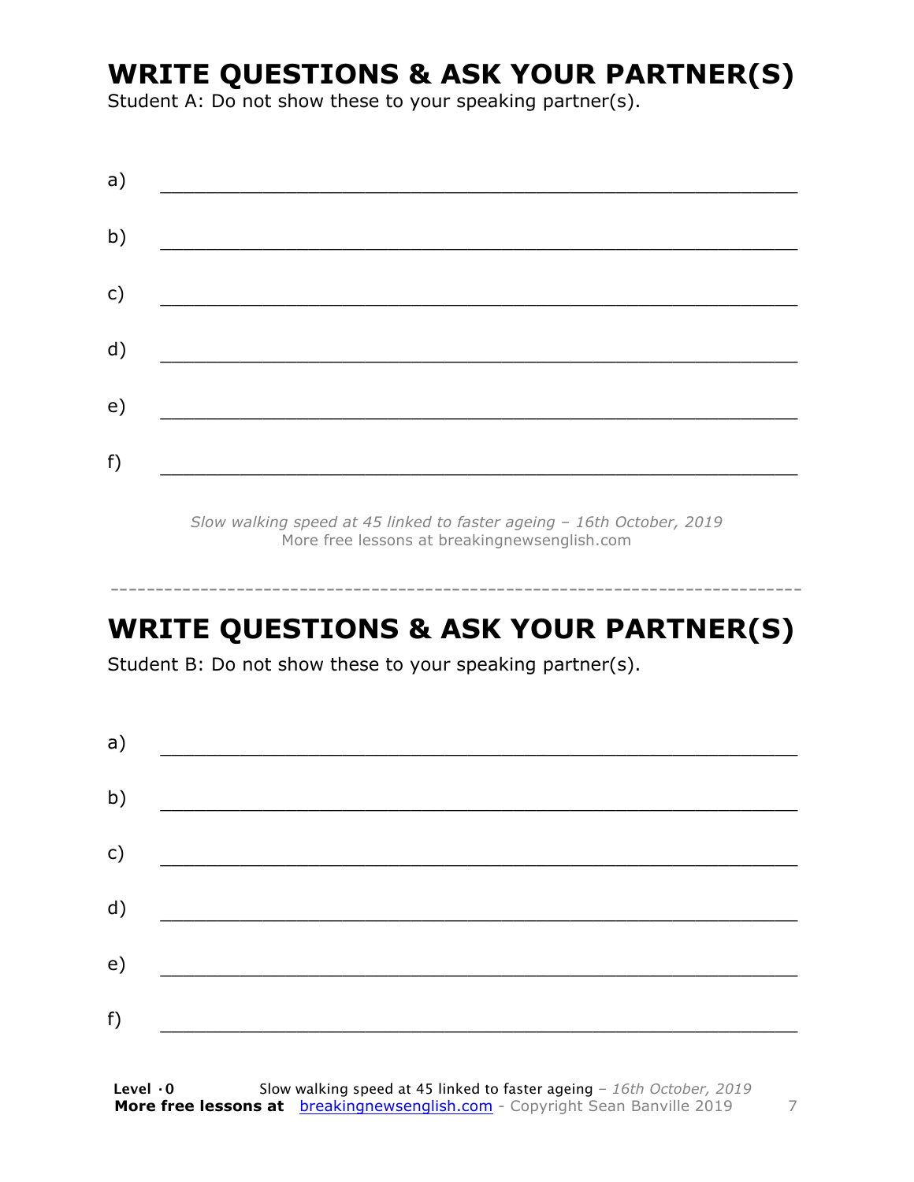# WRITE QUESTIONS & ASK YOUR PARTNER(S)

Student A: Do not show these to your speaking partner(s).

a) ___________________________________________________________

b) ___________________________________________________________

c) ___________________________________________________________

d) ___________________________________________________________

e) ___________________________________________________________

f) ___________________________________________________________

*Slow walking speed at 45 linked to faster ageing – 16th October, 2019*
More free lessons at breakingnewsenglish.com

---

# WRITE QUESTIONS & ASK YOUR PARTNER(S)

Student B: Do not show these to your speaking partner(s).

a) ___________________________________________________________

b) ___________________________________________________________

c) ___________________________________________________________

d) ___________________________________________________________

e) ___________________________________________________________

f) ___________________________________________________________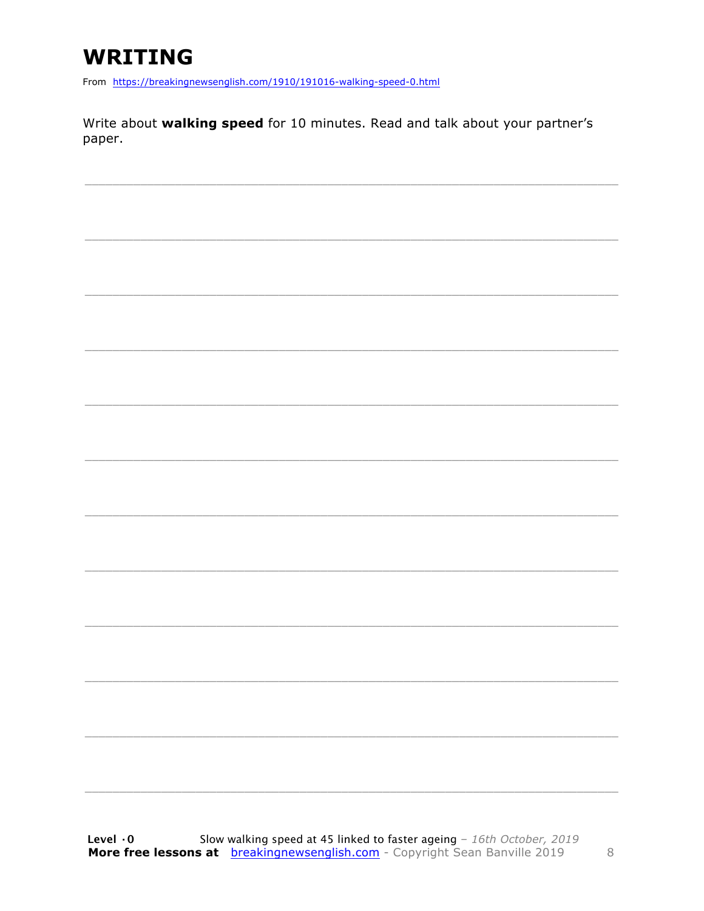# WRITING

From https://breakingnewsenglish.com/1910/191016-walking-speed-0.html

Write about **walking speed** for 10 minutes. Read and talk about your partner's paper.